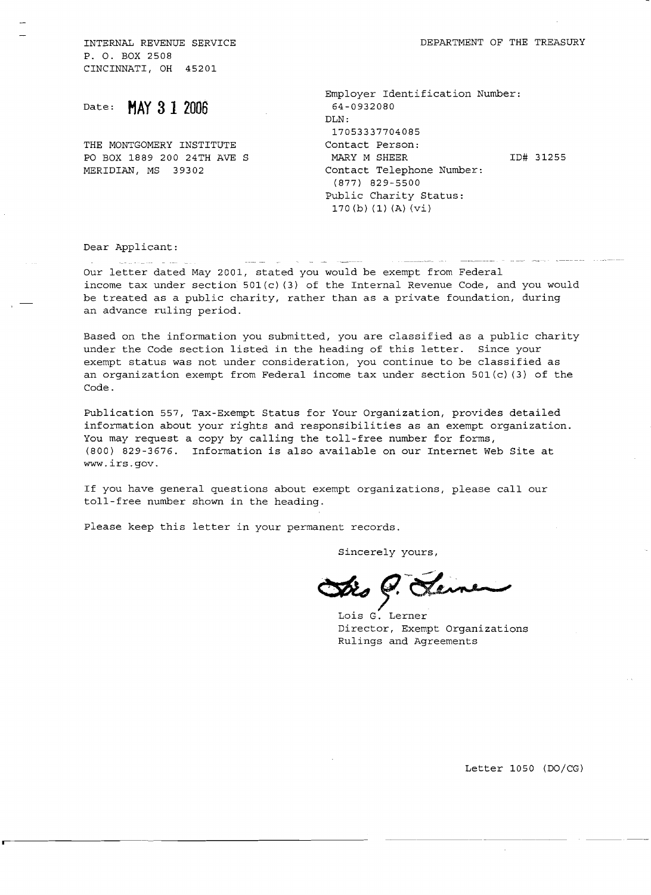INTERNAL REVENUE SERVICE
P. O. BOX 2508
CINCINNATI, OH 45201

DEPARTMENT OF THE TREASURY

Date: **MAY 3 1 2006**

THE MONTGOMERY INSTITUTE
PO BOX 1889 200 24TH AVE S
MERIDIAN, MS 39302

Employer Identification Number:
64-0932080
DLN:
17053337704085
Contact Person:
MARY M SHEER ID# 31255
Contact Telephone Number:
(877) 829-5500
Public Charity Status:
170(b)(1)(A)(vi)

Dear Applicant:

Our letter dated May 2001, stated you would be exempt from Federal income tax under section 501(c)(3) of the Internal Revenue Code, and you would be treated as a public charity, rather than as a private foundation, during an advance ruling period.

Based on the information you submitted, you are classified as a public charity under the Code section listed in the heading of this letter. Since your exempt status was not under consideration, you continue to be classified as an organization exempt from Federal income tax under section 501(c)(3) of the Code.

Publication 557, Tax-Exempt Status for Your Organization, provides detailed information about your rights and responsibilities as an exempt organization. You may request a copy by calling the toll-free number for forms, (800) 829-3676. Information is also available on our Internet Web Site at www.irs.gov.

If you have general questions about exempt organizations, please call our toll-free number shown in the heading.

Please keep this letter in your permanent records.

Sincerely yours,

Lois G. Lerner
Director, Exempt Organizations
Rulings and Agreements

Letter 1050 (DO/CG)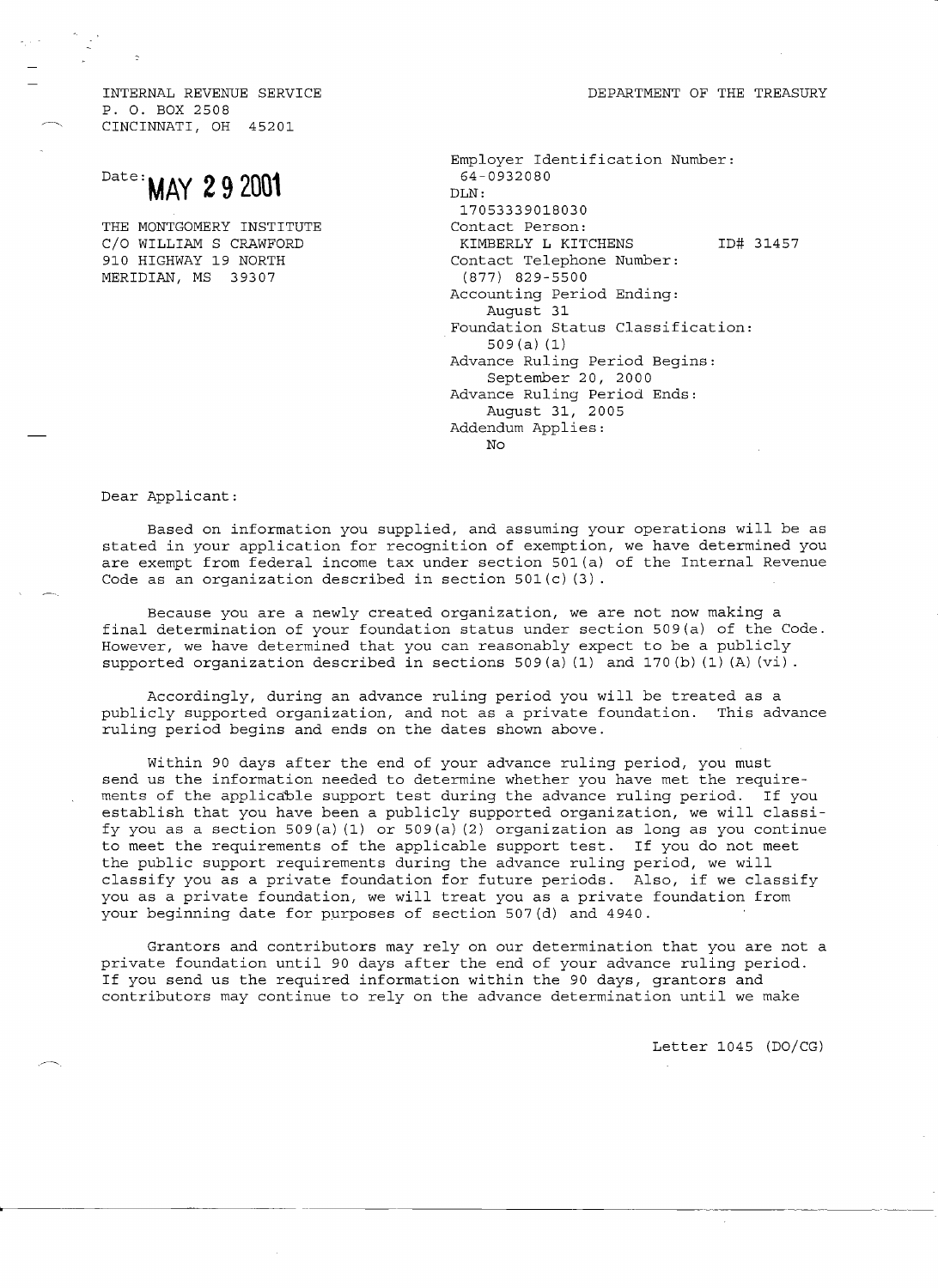INTERNAL REVENUE SERVICE
P. O. BOX 2508
CINCINNATI, OH 45201

DEPARTMENT OF THE TREASURY

Date: **MAY 29 2001**

THE MONTGOMERY INSTITUTE
C/O WILLIAM S CRAWFORD
910 HIGHWAY 19 NORTH
MERIDIAN, MS 39307

Employer Identification Number:
64-0932080
DLN:
17053339018030
Contact Person:
KIMBERLY L KITCHENS ID# 31457
Contact Telephone Number:
(877) 829-5500
Accounting Period Ending:
August 31
Foundation Status Classification:
509(a)(1)
Advance Ruling Period Begins:
September 20, 2000
Advance Ruling Period Ends:
August 31, 2005
Addendum Applies:
No

Dear Applicant:

Based on information you supplied, and assuming your operations will be as stated in your application for recognition of exemption, we have determined you are exempt from federal income tax under section 501(a) of the Internal Revenue Code as an organization described in section 501(c)(3).

Because you are a newly created organization, we are not now making a final determination of your foundation status under section 509(a) of the Code. However, we have determined that you can reasonably expect to be a publicly supported organization described in sections 509(a)(1) and 170(b)(1)(A)(vi).

Accordingly, during an advance ruling period you will be treated as a publicly supported organization, and not as a private foundation. This advance ruling period begins and ends on the dates shown above.

Within 90 days after the end of your advance ruling period, you must send us the information needed to determine whether you have met the requirements of the applicable support test during the advance ruling period. If you establish that you have been a publicly supported organization, we will classify you as a section 509(a)(1) or 509(a)(2) organization as long as you continue to meet the requirements of the applicable support test. If you do not meet the public support requirements during the advance ruling period, we will classify you as a private foundation for future periods. Also, if we classify you as a private foundation, we will treat you as a private foundation from your beginning date for purposes of section 507(d) and 4940.

Grantors and contributors may rely on our determination that you are not a private foundation until 90 days after the end of your advance ruling period. If you send us the required information within the 90 days, grantors and contributors may continue to rely on the advance determination until we make

Letter 1045 (DO/CG)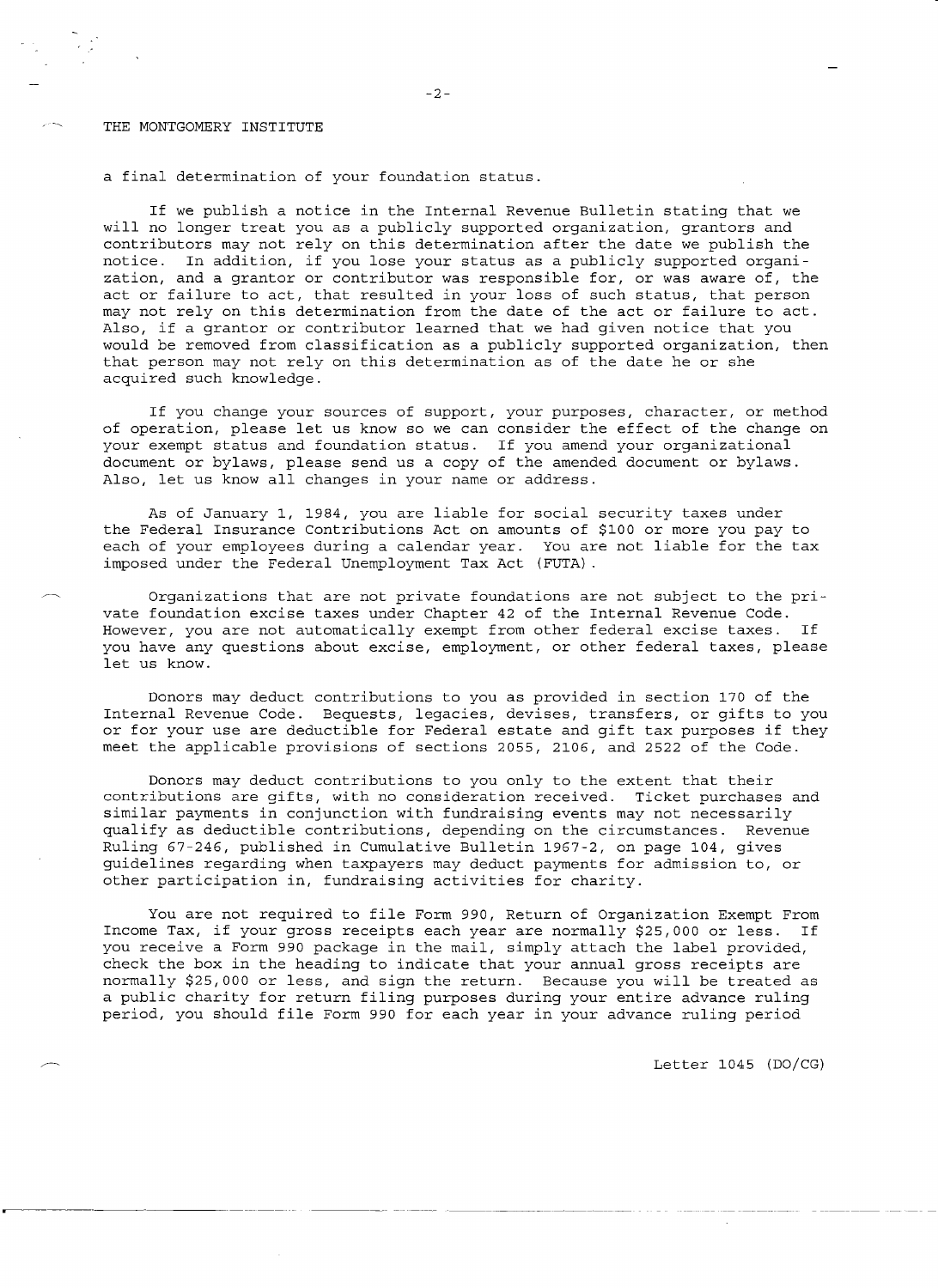THE MONTGOMERY INSTITUTE

a final determination of your foundation status.

If we publish a notice in the Internal Revenue Bulletin stating that we will no longer treat you as a publicly supported organization, grantors and contributors may not rely on this determination after the date we publish the notice. In addition, if you lose your status as a publicly supported organization, and a grantor or contributor was responsible for, or was aware of, the act or failure to act, that resulted in your loss of such status, that person may not rely on this determination from the date of the act or failure to act. Also, if a grantor or contributor learned that we had given notice that you would be removed from classification as a publicly supported organization, then that person may not rely on this determination as of the date he or she acquired such knowledge.

If you change your sources of support, your purposes, character, or method of operation, please let us know so we can consider the effect of the change on your exempt status and foundation status. If you amend your organizational document or bylaws, please send us a copy of the amended document or bylaws. Also, let us know all changes in your name or address.

As of January 1, 1984, you are liable for social security taxes under the Federal Insurance Contributions Act on amounts of $100 or more you pay to each of your employees during a calendar year. You are not liable for the tax imposed under the Federal Unemployment Tax Act (FUTA).

Organizations that are not private foundations are not subject to the private foundation excise taxes under Chapter 42 of the Internal Revenue Code. However, you are not automatically exempt from other federal excise taxes. If you have any questions about excise, employment, or other federal taxes, please let us know.

Donors may deduct contributions to you as provided in section 170 of the Internal Revenue Code. Bequests, legacies, devises, transfers, or gifts to you or for your use are deductible for Federal estate and gift tax purposes if they meet the applicable provisions of sections 2055, 2106, and 2522 of the Code.

Donors may deduct contributions to you only to the extent that their contributions are gifts, with no consideration received. Ticket purchases and similar payments in conjunction with fundraising events may not necessarily qualify as deductible contributions, depending on the circumstances. Revenue Ruling 67-246, published in Cumulative Bulletin 1967-2, on page 104, gives guidelines regarding when taxpayers may deduct payments for admission to, or other participation in, fundraising activities for charity.

You are not required to file Form 990, Return of Organization Exempt From Income Tax, if your gross receipts each year are normally $25,000 or less. If you receive a Form 990 package in the mail, simply attach the label provided, check the box in the heading to indicate that your annual gross receipts are normally $25,000 or less, and sign the return. Because you will be treated as a public charity for return filing purposes during your entire advance ruling period, you should file Form 990 for each year in your advance ruling period

Letter 1045 (DO/CG)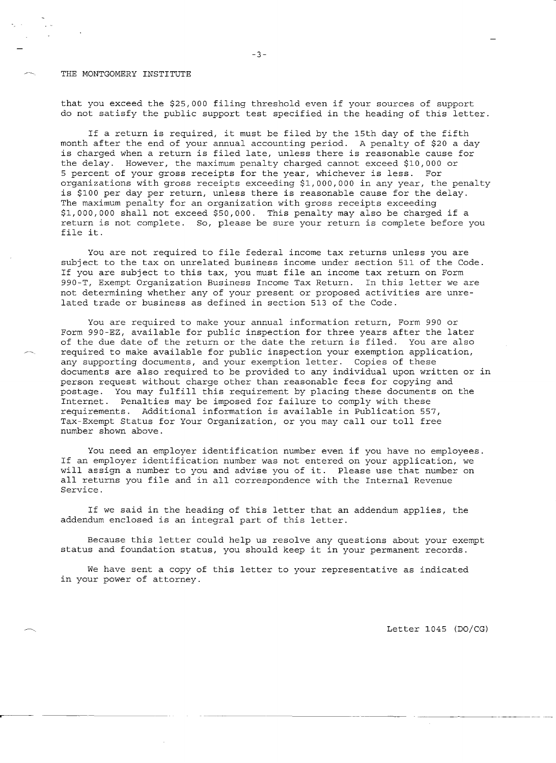that you exceed the $25,000 filing threshold even if your sources of support do not satisfy the public support test specified in the heading of this letter.

If a return is required, it must be filed by the 15th day of the fifth month after the end of your annual accounting period. A penalty of $20 a day is charged when a return is filed late, unless there is reasonable cause for the delay. However, the maximum penalty charged cannot exceed $10,000 or 5 percent of your gross receipts for the year, whichever is less. For organizations with gross receipts exceeding $1,000,000 in any year, the penalty is $100 per day per return, unless there is reasonable cause for the delay. The maximum penalty for an organization with gross receipts exceeding $1,000,000 shall not exceed $50,000. This penalty may also be charged if a return is not complete. So, please be sure your return is complete before you file it.

You are not required to file federal income tax returns unless you are subject to the tax on unrelated business income under section 511 of the Code. If you are subject to this tax, you must file an income tax return on Form 990-T, Exempt Organization Business Income Tax Return. In this letter we are not determining whether any of your present or proposed activities are unrelated trade or business as defined in section 513 of the Code.

You are required to make your annual information return, Form 990 or Form 990-EZ, available for public inspection for three years after the later of the due date of the return or the date the return is filed. You are also required to make available for public inspection your exemption application, any supporting documents, and your exemption letter. Copies of these documents are also required to be provided to any individual upon written or in person request without charge other than reasonable fees for copying and postage. You may fulfill this requirement by placing these documents on the Internet. Penalties may be imposed for failure to comply with these requirements. Additional information is available in Publication 557, Tax-Exempt Status for Your Organization, or you may call our toll free number shown above.

You need an employer identification number even if you have no employees. If an employer identification number was not entered on your application, we will assign a number to you and advise you of it. Please use that number on all returns you file and in all correspondence with the Internal Revenue Service.

If we said in the heading of this letter that an addendum applies, the addendum enclosed is an integral part of this letter.

Because this letter could help us resolve any questions about your exempt status and foundation status, you should keep it in your permanent records.

We have sent a copy of this letter to your representative as indicated in your power of attorney.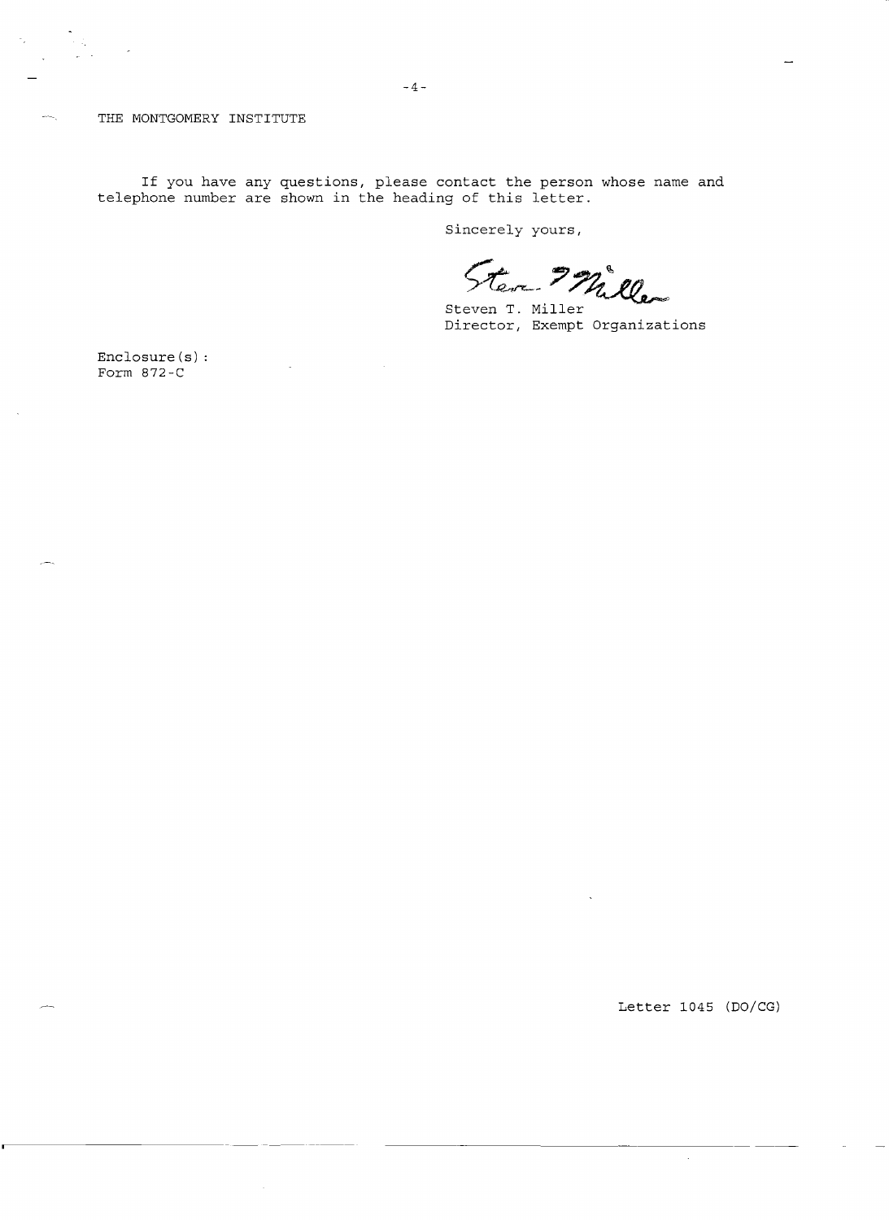THE MONTGOMERY INSTITUTE

If you have any questions, please contact the person whose name and telephone number are shown in the heading of this letter.

Sincerely yours,

Steven T. Miller
Director, Exempt Organizations

Enclosure(s):
Form 872-C

Letter 1045 (DO/CG)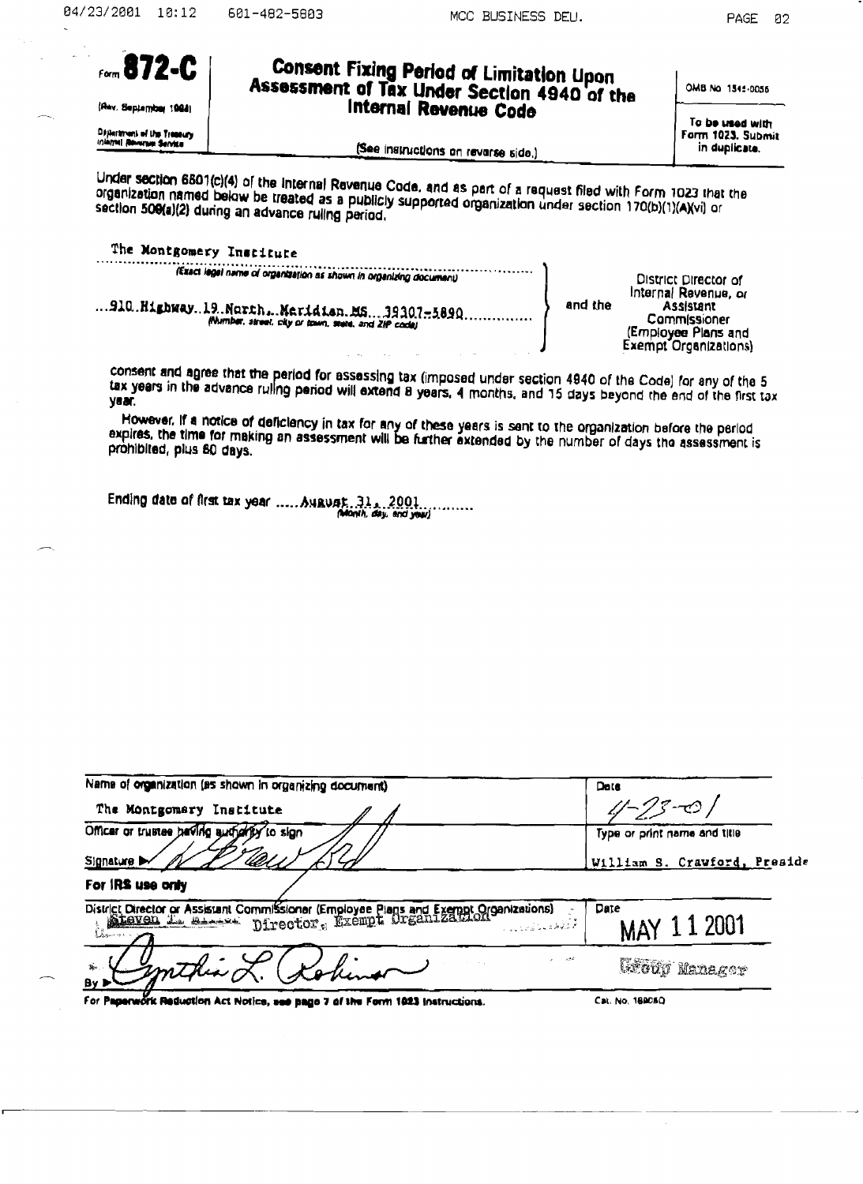Form **872-C**

(Rev. September 1984)

Department of the Treasury
Internal Revenue Service

# Consent Fixing Period of Limitation Upon Assessment of Tax Under Section 4940 of the Internal Revenue Code

(See instructions on reverse side.)

OMB No 1545-0056

To be used with Form 1023. Submit in duplicate.

Under section 6501(c)(4) of the Internal Revenue Code, and as part of a request filed with Form 1023 that the organization named below be treated as a publicly supported organization under section 170(b)(1)(A)(vi) or section 509(a)(2) during an advance ruling period,

The Montgomery Institute
(Exact legal name of organization as shown in organizing document)

910 Highway 19 North, Meridian MS 39307-5890
(Number, street, city or town, state, and ZIP code)

and the District Director of Internal Revenue, or Assistant Commissioner (Employee Plans and Exempt Organizations)

consent and agree that the period for assessing tax (imposed under section 4940 of the Code) for any of the 5 tax years in the advance ruling period will extend 8 years, 4 months, and 15 days beyond the end of the first tax year.

However, if a notice of deficiency in tax for any of these years is sent to the organization before the period expires, the time for making an assessment will be further extended by the number of days the assessment is prohibited, plus 60 days.

Ending date of first tax year ..... August 31, 2001
(Month, day, and year)

| | |
|---|---|
| Name of organization (as shown in organizing document)<br>The Montgomery Institute | Date<br>4-23-01 |
| Officer or trustee having authority to sign<br>Signature ▶ | Type or print name and title<br>William S. Crawford, Preside |
| **For IRS use only** | |
| District Director or Assistant Commissioner (Employee Plans and Exempt Organizations)<br>Steven T. Miller Director, Exempt Organization | Date<br>MAY 11 2001 |
| By ▶ Cynthia L. Robinson | Group Manager |

For Paperwork Reduction Act Notice, see page 7 of the Form 1023 Instructions.

Cat. No. 16905Q